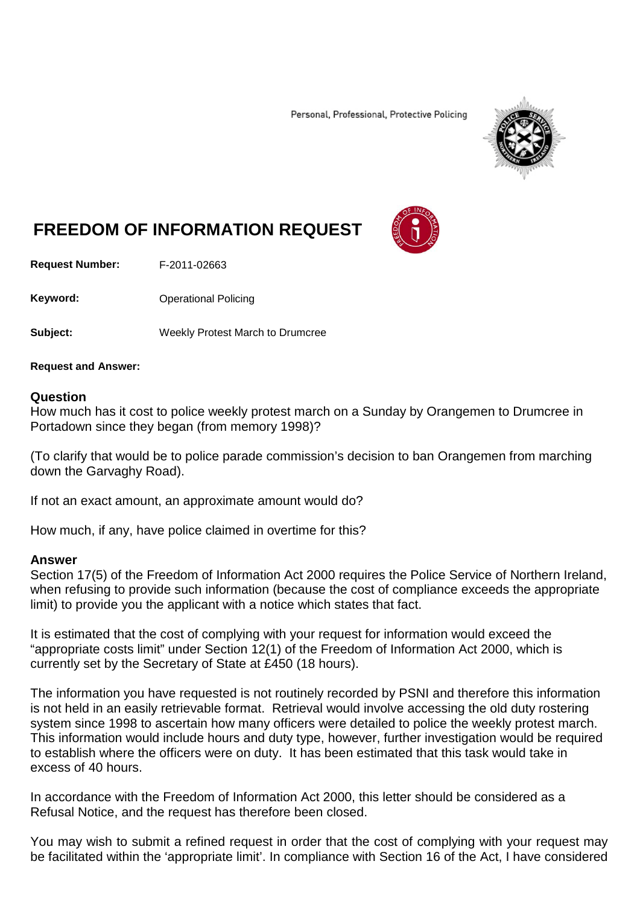Personal, Professional, Protective Policing

# FREEDOM OF INFORMATION REQUEST

**Request Number:** F-2011-02663

**Keyword:** Operational Policing

**Subject:** Weekly Protest March to Drumcree

**Request and Answer:**

## Question

How much has it cost to police weekly protest march on a Sunday by Orangemen to Drumcree in Portadown since they began (from memory 1998)?

(To clarify that would be to police parade commission's decision to ban Orangemen from marching down the Garvaghy Road).

If not an exact amount, an approximate amount would do?

How much, if any, have police claimed in overtime for this?

## Answer

Section 17(5) of the Freedom of Information Act 2000 requires the Police Service of Northern Ireland, when refusing to provide such information (because the cost of compliance exceeds the appropriate limit) to provide you the applicant with a notice which states that fact.

It is estimated that the cost of complying with your request for information would exceed the "appropriate costs limit" under Section 12(1) of the Freedom of Information Act 2000, which is currently set by the Secretary of State at £450 (18 hours).

The information you have requested is not routinely recorded by PSNI and therefore this information is not held in an easily retrievable format. Retrieval would involve accessing the old duty rostering system since 1998 to ascertain how many officers were detailed to police the weekly protest march. This information would include hours and duty type, however, further investigation would be required to establish where the officers were on duty. It has been estimated that this task would take in excess of 40 hours.

In accordance with the Freedom of Information Act 2000, this letter should be considered as a Refusal Notice, and the request has therefore been closed.

You may wish to submit a refined request in order that the cost of complying with your request may be facilitated within the 'appropriate limit'. In compliance with Section 16 of the Act, I have considered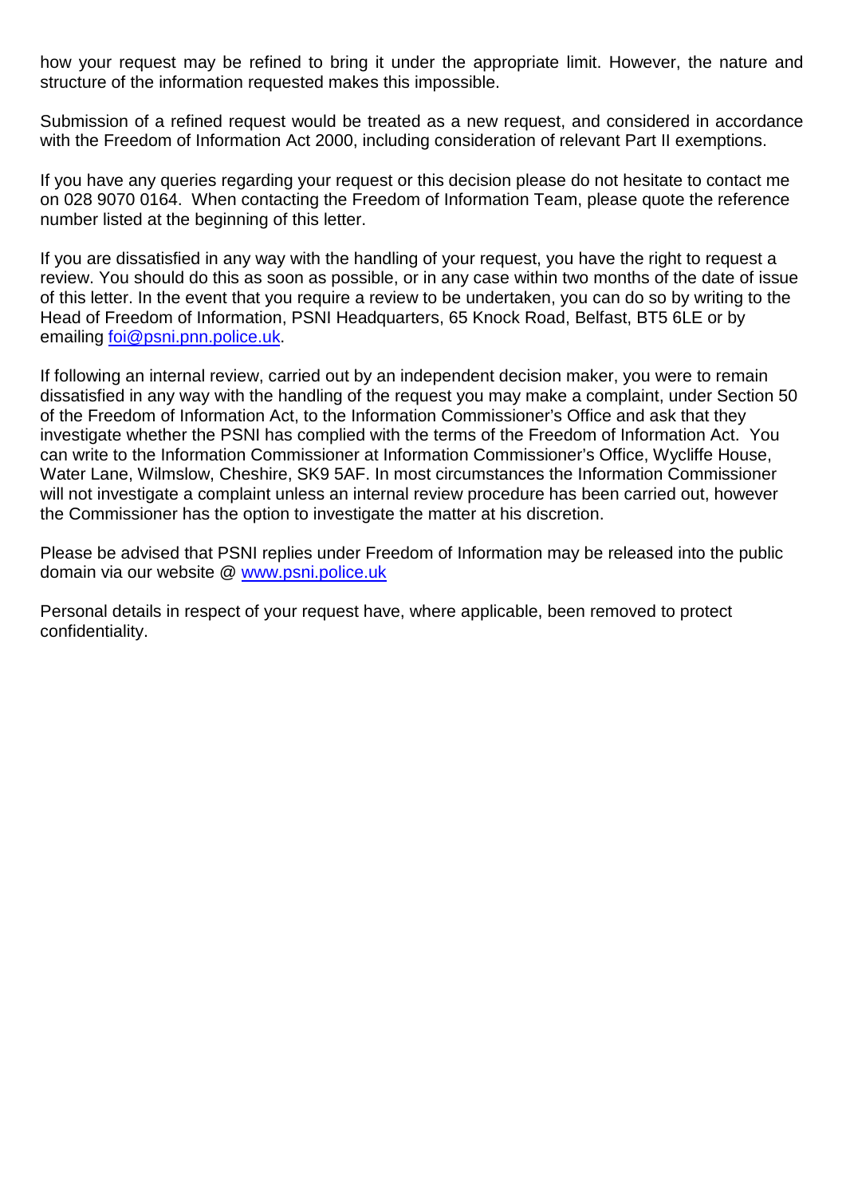how your request may be refined to bring it under the appropriate limit. However, the nature and structure of the information requested makes this impossible.

Submission of a refined request would be treated as a new request, and considered in accordance with the Freedom of Information Act 2000, including consideration of relevant Part II exemptions.

If you have any queries regarding your request or this decision please do not hesitate to contact me on 028 9070 0164. When contacting the Freedom of Information Team, please quote the reference number listed at the beginning of this letter.

If you are dissatisfied in any way with the handling of your request, you have the right to request a review. You should do this as soon as possible, or in any case within two months of the date of issue of this letter. In the event that you require a review to be undertaken, you can do so by writing to the Head of Freedom of Information, PSNI Headquarters, 65 Knock Road, Belfast, BT5 6LE or by emailing foi@psni.pnn.police.uk.

If following an internal review, carried out by an independent decision maker, you were to remain dissatisfied in any way with the handling of the request you may make a complaint, under Section 50 of the Freedom of Information Act, to the Information Commissioner's Office and ask that they investigate whether the PSNI has complied with the terms of the Freedom of Information Act. You can write to the Information Commissioner at Information Commissioner's Office, Wycliffe House, Water Lane, Wilmslow, Cheshire, SK9 5AF. In most circumstances the Information Commissioner will not investigate a complaint unless an internal review procedure has been carried out, however the Commissioner has the option to investigate the matter at his discretion.

Please be advised that PSNI replies under Freedom of Information may be released into the public domain via our website @ www.psni.police.uk

Personal details in respect of your request have, where applicable, been removed to protect confidentiality.